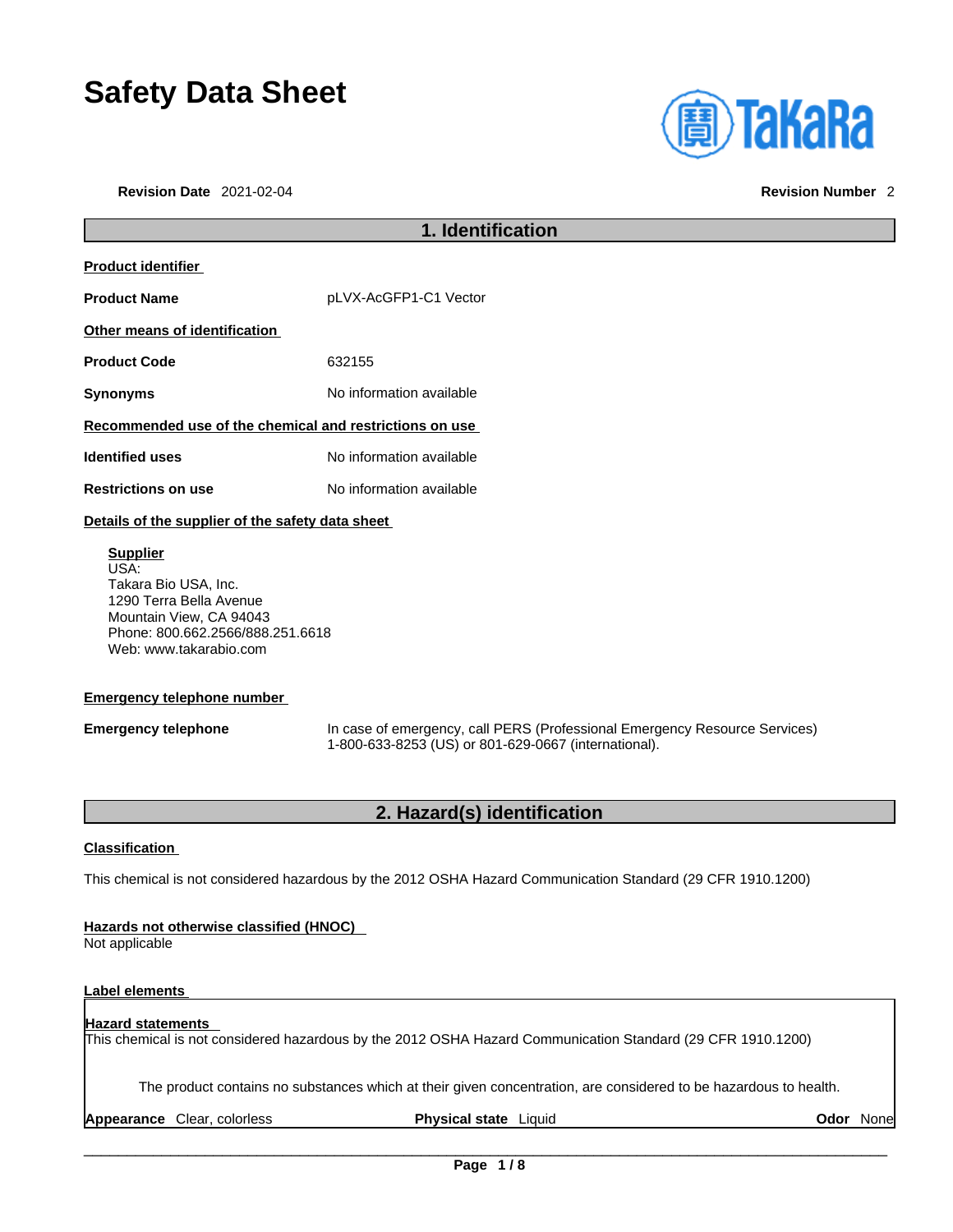# Safety Data Sheet

**Revision Date** 2021-02-04 **Revision Number** 2

## 1. Identification

**Product identifier**

**Product Name** pLVX-AcGFP1-C1 Vector

**Other means of identification**

**Product Code** 632155

**Synonyms** No information available

**Recommended use of the chemical and restrictions on use**

**Identified uses** No information available

**Restrictions on use** No information available

**Details of the supplier of the safety data sheet**

**Supplier**
USA:
Takara Bio USA, Inc.
1290 Terra Bella Avenue
Mountain View, CA 94043
Phone: 800.662.2566/888.251.6618
Web: www.takarabio.com

**Emergency telephone number**

**Emergency telephone** In case of emergency, call PERS (Professional Emergency Resource Services) 1-800-633-8253 (US) or 801-629-0667 (international).

## 2. Hazard(s) identification

**Classification**

This chemical is not considered hazardous by the 2012 OSHA Hazard Communication Standard (29 CFR 1910.1200)

**Hazards not otherwise classified (HNOC)**
Not applicable

**Label elements**

**Hazard statements**
This chemical is not considered hazardous by the 2012 OSHA Hazard Communication Standard (29 CFR 1910.1200)

The product contains no substances which at their given concentration, are considered to be hazardous to health.

**Appearance** Clear, colorless **Physical state** Liquid **Odor** None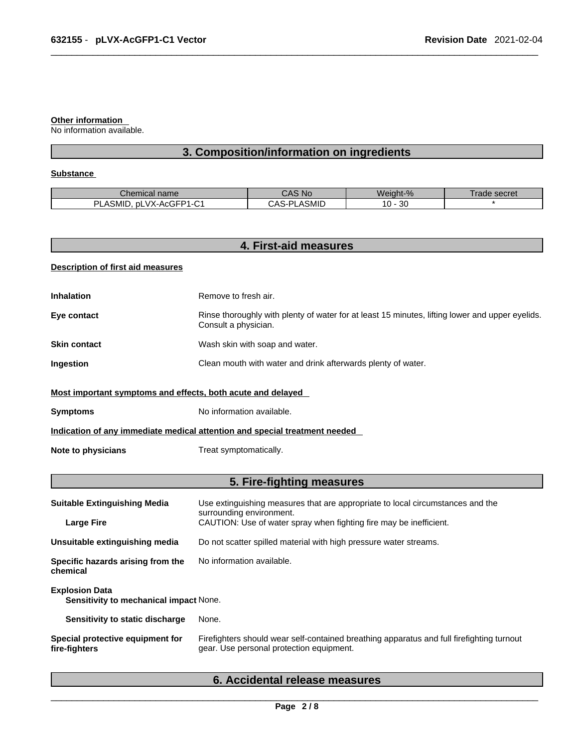**Other information**
No information available.

## 3. Composition/information on ingredients

**Substance**

| Chemical name | CAS No | Weight-% | Trade secret |
|---|---|---|---|
| PLASMID, pLVX-AcGFP1-C1 | CAS-PLASMID | 10 - 30 | * |

## 4. First-aid measures

**Description of first aid measures**

**Inhalation** Remove to fresh air.

**Eye contact** Rinse thoroughly with plenty of water for at least 15 minutes, lifting lower and upper eyelids. Consult a physician.

**Skin contact** Wash skin with soap and water.

**Ingestion** Clean mouth with water and drink afterwards plenty of water.

**Most important symptoms and effects, both acute and delayed**

**Symptoms** No information available.

**Indication of any immediate medical attention and special treatment needed**

**Note to physicians** Treat symptomatically.

## 5. Fire-fighting measures

**Suitable Extinguishing Media** Use extinguishing measures that are appropriate to local circumstances and the surrounding environment.

**Large Fire** CAUTION: Use of water spray when fighting fire may be inefficient.

**Unsuitable extinguishing media** Do not scatter spilled material with high pressure water streams.

**Specific hazards arising from the chemical** No information available.

**Explosion Data**
**Sensitivity to mechanical impact** None.

**Sensitivity to static discharge** None.

**Special protective equipment for fire-fighters** Firefighters should wear self-contained breathing apparatus and full firefighting turnout gear. Use personal protection equipment.

## 6. Accidental release measures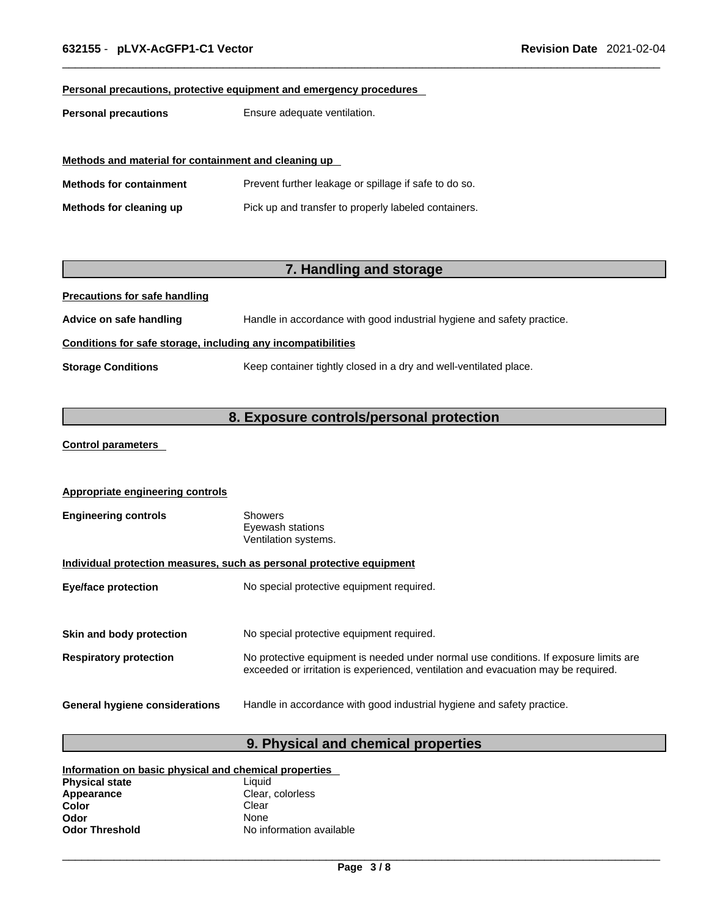**Personal precautions, protective equipment and emergency procedures**

**Personal precautions** Ensure adequate ventilation.

**Methods and material for containment and cleaning up**

**Methods for containment** Prevent further leakage or spillage if safe to do so.

**Methods for cleaning up** Pick up and transfer to properly labeled containers.

## 7. Handling and storage

**Precautions for safe handling**

**Advice on safe handling** Handle in accordance with good industrial hygiene and safety practice.

**Conditions for safe storage, including any incompatibilities**

**Storage Conditions** Keep container tightly closed in a dry and well-ventilated place.

## 8. Exposure controls/personal protection

**Control parameters**

**Appropriate engineering controls**

**Engineering controls** Showers
Eyewash stations
Ventilation systems.

**Individual protection measures, such as personal protective equipment**

**Eye/face protection** No special protective equipment required.

**Skin and body protection** No special protective equipment required.

**Respiratory protection** No protective equipment is needed under normal use conditions. If exposure limits are exceeded or irritation is experienced, ventilation and evacuation may be required.

**General hygiene considerations** Handle in accordance with good industrial hygiene and safety practice.

## 9. Physical and chemical properties

**Information on basic physical and chemical properties**

**Physical state** Liquid
**Appearance** Clear, colorless
**Color** Clear
**Odor** None
**Odor Threshold** No information available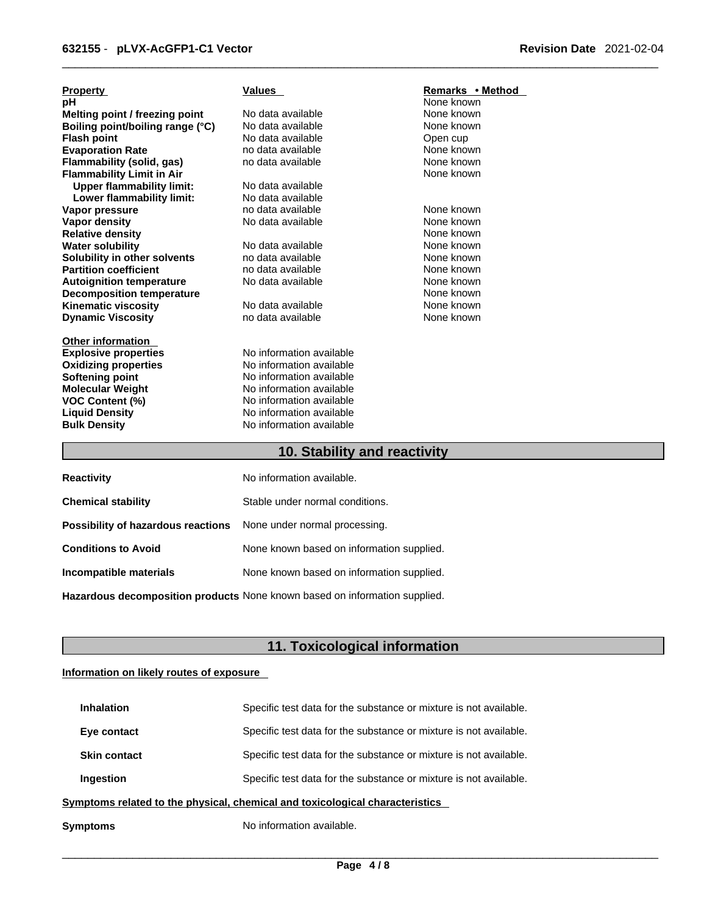| Property | Values | Remarks • Method |
|---|---|---|
| **pH** | | None known |
| **Melting point / freezing point** | No data available | None known |
| **Boiling point/boiling range (°C)** | No data available | None known |
| **Flash point** | No data available | Open cup |
| **Evaporation Rate** | no data available | None known |
| **Flammability (solid, gas)** | no data available | None known |
| **Flammability Limit in Air** | | None known |
| **Upper flammability limit:** | No data available | |
| **Lower flammability limit:** | No data available | |
| **Vapor pressure** | no data available | None known |
| **Vapor density** | No data available | None known |
| **Relative density** | | None known |
| **Water solubility** | No data available | None known |
| **Solubility in other solvents** | no data available | None known |
| **Partition coefficient** | no data available | None known |
| **Autoignition temperature** | No data available | None known |
| **Decomposition temperature** | | None known |
| **Kinematic viscosity** | No data available | None known |
| **Dynamic Viscosity** | no data available | None known |

**Other information**

| | |
|---|---|
| **Explosive properties** | No information available |
| **Oxidizing properties** | No information available |
| **Softening point** | No information available |
| **Molecular Weight** | No information available |
| **VOC Content (%)** | No information available |
| **Liquid Density** | No information available |
| **Bulk Density** | No information available |

## 10. Stability and reactivity

**Reactivity** No information available.

**Chemical stability** Stable under normal conditions.

**Possibility of hazardous reactions** None under normal processing.

**Conditions to Avoid** None known based on information supplied.

**Incompatible materials** None known based on information supplied.

**Hazardous decomposition products** None known based on information supplied.

## 11. Toxicological information

**Information on likely routes of exposure**

**Inhalation** Specific test data for the substance or mixture is not available.

**Eye contact** Specific test data for the substance or mixture is not available.

**Skin contact** Specific test data for the substance or mixture is not available.

**Ingestion** Specific test data for the substance or mixture is not available.

**Symptoms related to the physical, chemical and toxicological characteristics**

**Symptoms** No information available.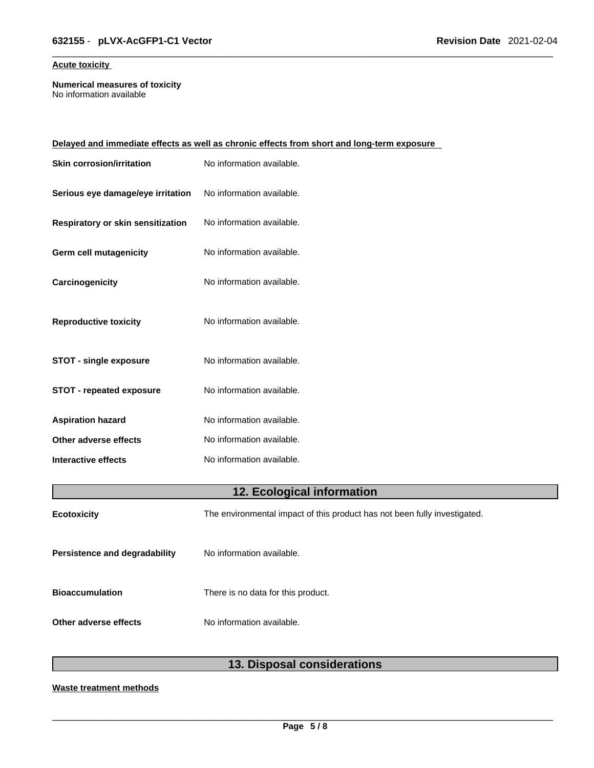**Acute toxicity**

**Numerical measures of toxicity**
No information available

**Delayed and immediate effects as well as chronic effects from short and long-term exposure**

| | |
|---|---|
| **Skin corrosion/irritation** | No information available. |
| **Serious eye damage/eye irritation** | No information available. |
| **Respiratory or skin sensitization** | No information available. |
| **Germ cell mutagenicity** | No information available. |
| **Carcinogenicity** | No information available. |
| **Reproductive toxicity** | No information available. |
| **STOT - single exposure** | No information available. |
| **STOT - repeated exposure** | No information available. |
| **Aspiration hazard** | No information available. |
| **Other adverse effects** | No information available. |
| **Interactive effects** | No information available. |

## 12. Ecological information

| | |
|---|---|
| **Ecotoxicity** | The environmental impact of this product has not been fully investigated. |
| **Persistence and degradability** | No information available. |
| **Bioaccumulation** | There is no data for this product. |
| **Other adverse effects** | No information available. |

## 13. Disposal considerations

**Waste treatment methods**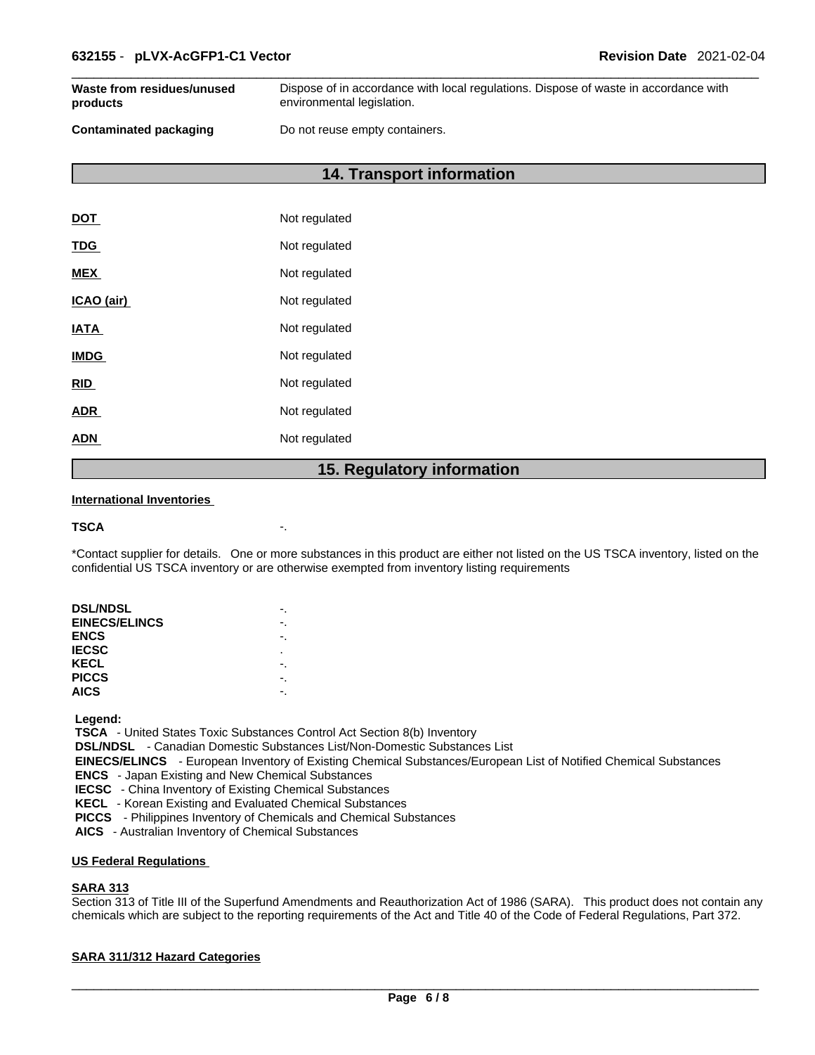| | |
|---|---|
| **Waste from residues/unused products** | Dispose of in accordance with local regulations. Dispose of waste in accordance with environmental legislation. |
| **Contaminated packaging** | Do not reuse empty containers. |

## 14. Transport information

| | |
|---|---|
| **DOT** | Not regulated |
| **TDG** | Not regulated |
| **MEX** | Not regulated |
| **ICAO (air)** | Not regulated |
| **IATA** | Not regulated |
| **IMDG** | Not regulated |
| **RID** | Not regulated |
| **ADR** | Not regulated |
| **ADN** | Not regulated |

## 15. Regulatory information

**International Inventories**

**TSCA** -.

*Contact supplier for details. One or more substances in this product are either not listed on the US TSCA inventory, listed on the confidential US TSCA inventory or are otherwise exempted from inventory listing requirements

| | |
|---|---|
| **DSL/NDSL** | -. |
| **EINECS/ELINCS** | -. |
| **ENCS** | -. |
| **IECSC** | . |
| **KECL** | -. |
| **PICCS** | -. |
| **AICS** | -. |

**Legend:**
**TSCA** - United States Toxic Substances Control Act Section 8(b) Inventory
**DSL/NDSL** - Canadian Domestic Substances List/Non-Domestic Substances List
**EINECS/ELINCS** - European Inventory of Existing Chemical Substances/European List of Notified Chemical Substances
**ENCS** - Japan Existing and New Chemical Substances
**IECSC** - China Inventory of Existing Chemical Substances
**KECL** - Korean Existing and Evaluated Chemical Substances
**PICCS** - Philippines Inventory of Chemicals and Chemical Substances
**AICS** - Australian Inventory of Chemical Substances

**US Federal Regulations**

**SARA 313**
Section 313 of Title III of the Superfund Amendments and Reauthorization Act of 1986 (SARA). This product does not contain any chemicals which are subject to the reporting requirements of the Act and Title 40 of the Code of Federal Regulations, Part 372.

**SARA 311/312 Hazard Categories**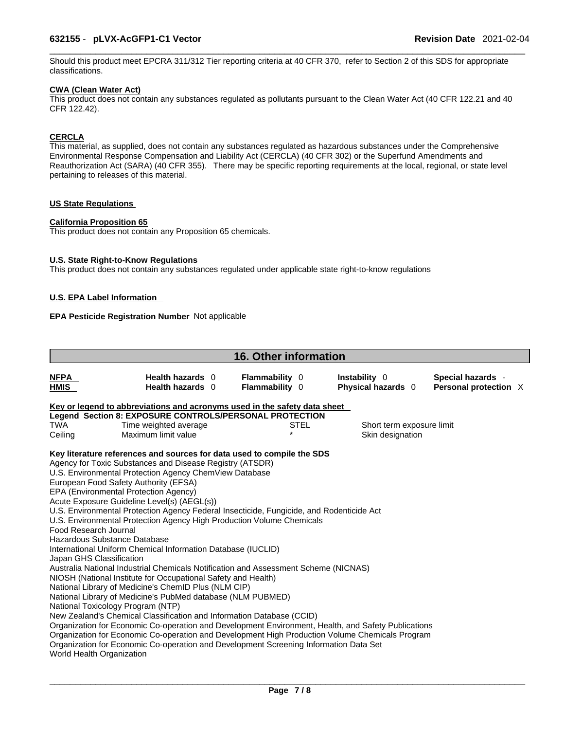Should this product meet EPCRA 311/312 Tier reporting criteria at 40 CFR 370, refer to Section 2 of this SDS for appropriate classifications.

**CWA (Clean Water Act)**

This product does not contain any substances regulated as pollutants pursuant to the Clean Water Act (40 CFR 122.21 and 40 CFR 122.42).

**CERCLA**

This material, as supplied, does not contain any substances regulated as hazardous substances under the Comprehensive Environmental Response Compensation and Liability Act (CERCLA) (40 CFR 302) or the Superfund Amendments and Reauthorization Act (SARA) (40 CFR 355). There may be specific reporting requirements at the local, regional, or state level pertaining to releases of this material.

**US State Regulations**

**California Proposition 65**

This product does not contain any Proposition 65 chemicals.

**U.S. State Right-to-Know Regulations**

This product does not contain any substances regulated under applicable state right-to-know regulations

**U.S. EPA Label Information**

**EPA Pesticide Registration Number** Not applicable

## 16. Other information

| | | | | |
|---|---|---|---|---|
| **NFPA** | **Health hazards** 0 | **Flammability** 0 | **Instability** 0 | **Special hazards** - |
| **HMIS** | **Health hazards** 0 | **Flammability** 0 | **Physical hazards** 0 | **Personal protection** X |

**Key or legend to abbreviations and acronyms used in the safety data sheet**

**Legend Section 8: EXPOSURE CONTROLS/PERSONAL PROTECTION**

| | | | |
|---|---|---|---|
| TWA | Time weighted average | STEL | Short term exposure limit |
| Ceiling | Maximum limit value | * | Skin designation |

**Key literature references and sources for data used to compile the SDS**

Agency for Toxic Substances and Disease Registry (ATSDR)
U.S. Environmental Protection Agency ChemView Database
European Food Safety Authority (EFSA)
EPA (Environmental Protection Agency)
Acute Exposure Guideline Level(s) (AEGL(s))
U.S. Environmental Protection Agency Federal Insecticide, Fungicide, and Rodenticide Act
U.S. Environmental Protection Agency High Production Volume Chemicals
Food Research Journal
Hazardous Substance Database
International Uniform Chemical Information Database (IUCLID)
Japan GHS Classification
Australia National Industrial Chemicals Notification and Assessment Scheme (NICNAS)
NIOSH (National Institute for Occupational Safety and Health)
National Library of Medicine's ChemID Plus (NLM CIP)
National Library of Medicine's PubMed database (NLM PUBMED)
National Toxicology Program (NTP)
New Zealand's Chemical Classification and Information Database (CCID)
Organization for Economic Co-operation and Development Environment, Health, and Safety Publications
Organization for Economic Co-operation and Development High Production Volume Chemicals Program
Organization for Economic Co-operation and Development Screening Information Data Set
World Health Organization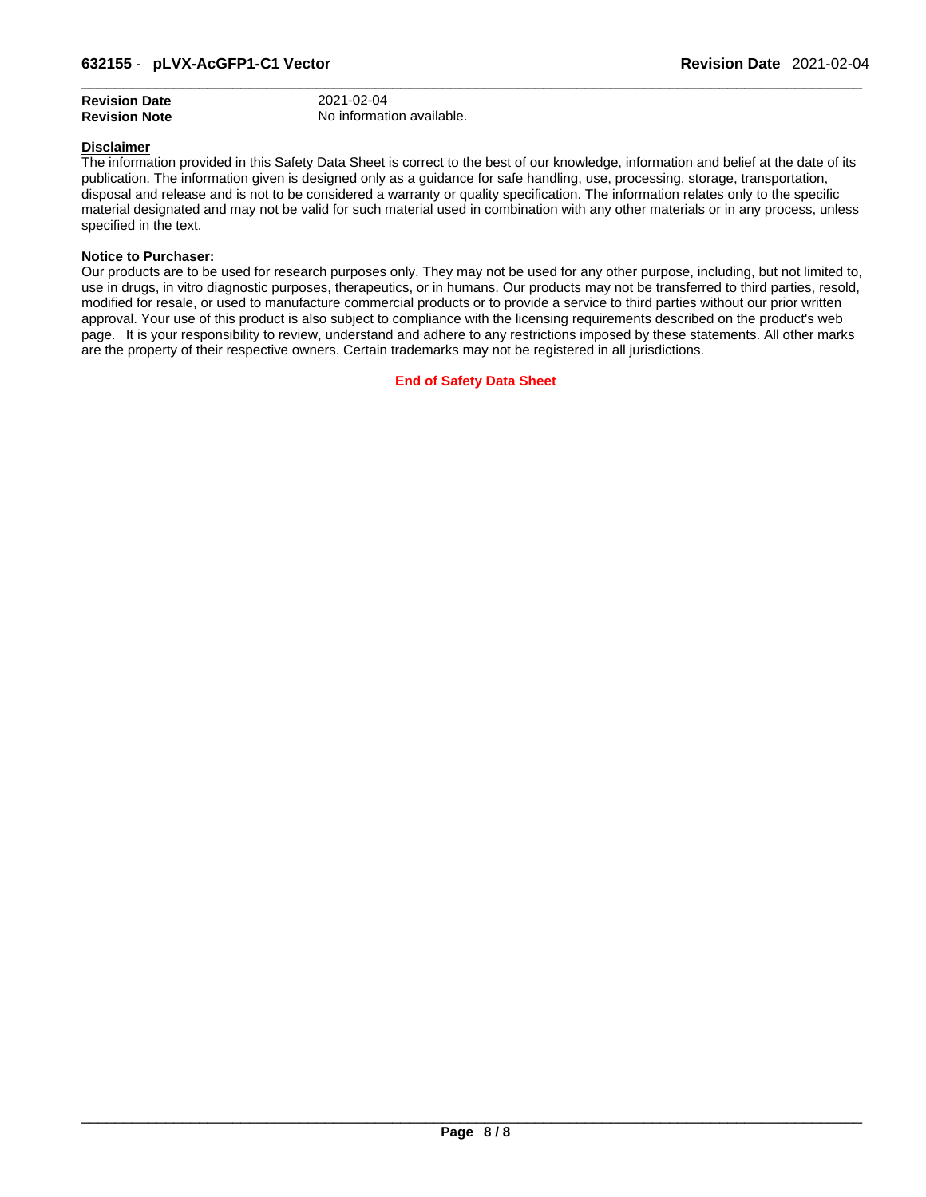| | |
|---|---|
| **Revision Date** | 2021-02-04 |
| **Revision Note** | No information available. |

**Disclaimer**

The information provided in this Safety Data Sheet is correct to the best of our knowledge, information and belief at the date of its publication. The information given is designed only as a guidance for safe handling, use, processing, storage, transportation, disposal and release and is not to be considered a warranty or quality specification. The information relates only to the specific material designated and may not be valid for such material used in combination with any other materials or in any process, unless specified in the text.

**Notice to Purchaser:**

Our products are to be used for research purposes only. They may not be used for any other purpose, including, but not limited to, use in drugs, in vitro diagnostic purposes, therapeutics, or in humans. Our products may not be transferred to third parties, resold, modified for resale, or used to manufacture commercial products or to provide a service to third parties without our prior written approval. Your use of this product is also subject to compliance with the licensing requirements described on the product's web page. It is your responsibility to review, understand and adhere to any restrictions imposed by these statements. All other marks are the property of their respective owners. Certain trademarks may not be registered in all jurisdictions.

**End of Safety Data Sheet**